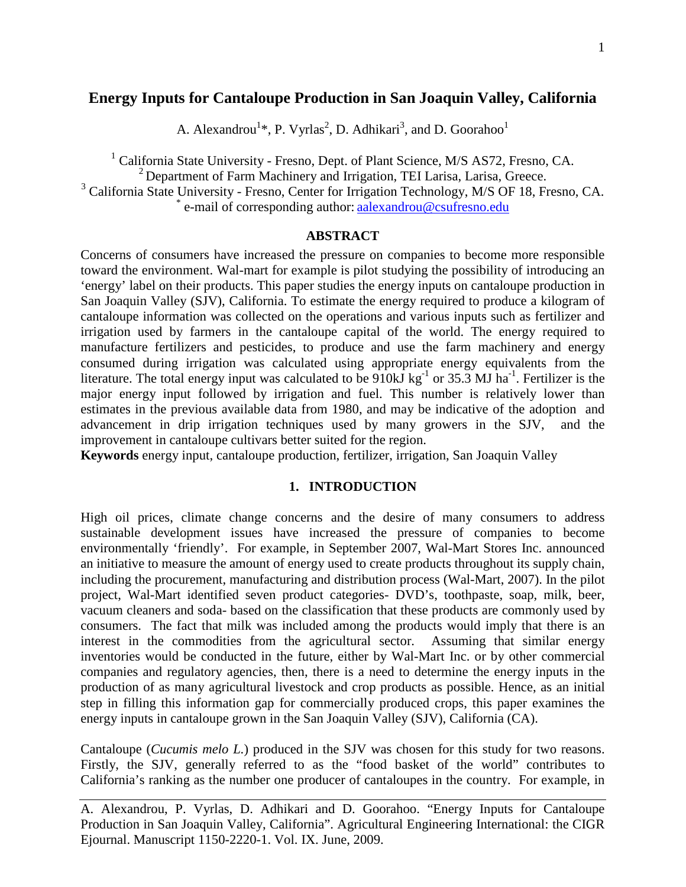# Energy Inputs for Cantaloupe Production in San Joaquin Valley, California

A. Alexandrou[1]*, P. Vyrlas[2], D. Adhikari[3], and D. Goorahoo[1]

[1] California State University - Fresno, Dept. of Plant Science, M/S AS72, Fresno, CA.
[2] Department of Farm Machinery and Irrigation, TEI Larisa, Larisa, Greece.
[3] California State University - Fresno, Center for Irrigation Technology, M/S OF 18, Fresno, CA.
* e-mail of corresponding author: aalexandrou@csufresno.edu

## ABSTRACT

Concerns of consumers have increased the pressure on companies to become more responsible toward the environment. Wal-mart for example is pilot studying the possibility of introducing an 'energy' label on their products. This paper studies the energy inputs on cantaloupe production in San Joaquin Valley (SJV), California. To estimate the energy required to produce a kilogram of cantaloupe information was collected on the operations and various inputs such as fertilizer and irrigation used by farmers in the cantaloupe capital of the world. The energy required to manufacture fertilizers and pesticides, to produce and use the farm machinery and energy consumed during irrigation was calculated using appropriate energy equivalents from the literature. The total energy input was calculated to be 910kJ $kg^{-1}$ or 35.3 MJ $ha^{-1}$. Fertilizer is the major energy input followed by irrigation and fuel. This number is relatively lower than estimates in the previous available data from 1980, and may be indicative of the adoption and advancement in drip irrigation techniques used by many growers in the SJV, and the improvement in cantaloupe cultivars better suited for the region.

**Keywords** energy input, cantaloupe production, fertilizer, irrigation, San Joaquin Valley

## 1. INTRODUCTION

High oil prices, climate change concerns and the desire of many consumers to address sustainable development issues have increased the pressure of companies to become environmentally 'friendly'. For example, in September 2007, Wal-Mart Stores Inc. announced an initiative to measure the amount of energy used to create products throughout its supply chain, including the procurement, manufacturing and distribution process (Wal-Mart, 2007). In the pilot project, Wal-Mart identified seven product categories- DVD's, toothpaste, soap, milk, beer, vacuum cleaners and soda- based on the classification that these products are commonly used by consumers. The fact that milk was included among the products would imply that there is an interest in the commodities from the agricultural sector. Assuming that similar energy inventories would be conducted in the future, either by Wal-Mart Inc. or by other commercial companies and regulatory agencies, then, there is a need to determine the energy inputs in the production of as many agricultural livestock and crop products as possible. Hence, as an initial step in filling this information gap for commercially produced crops, this paper examines the energy inputs in cantaloupe grown in the San Joaquin Valley (SJV), California (CA).

Cantaloupe (*Cucumis melo L.*) produced in the SJV was chosen for this study for two reasons. Firstly, the SJV, generally referred to as the "food basket of the world" contributes to California's ranking as the number one producer of cantaloupes in the country. For example, in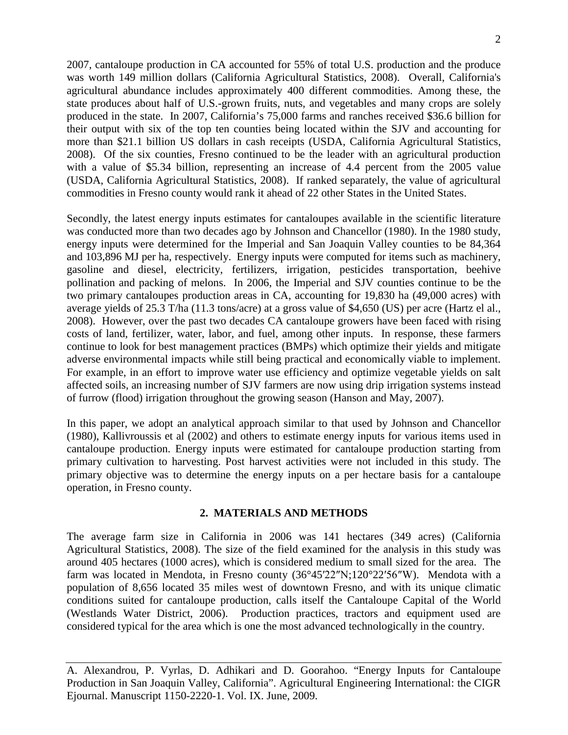2007, cantaloupe production in CA accounted for 55% of total U.S. production and the produce was worth 149 million dollars (California Agricultural Statistics, 2008). Overall, California's agricultural abundance includes approximately 400 different commodities. Among these, the state produces about half of U.S.-grown fruits, nuts, and vegetables and many crops are solely produced in the state. In 2007, California's 75,000 farms and ranches received $36.6 billion for their output with six of the top ten counties being located within the SJV and accounting for more than $21.1 billion US dollars in cash receipts (USDA, California Agricultural Statistics, 2008). Of the six counties, Fresno continued to be the leader with an agricultural production with a value of $5.34 billion, representing an increase of 4.4 percent from the 2005 value (USDA, California Agricultural Statistics, 2008). If ranked separately, the value of agricultural commodities in Fresno county would rank it ahead of 22 other States in the United States.

Secondly, the latest energy inputs estimates for cantaloupes available in the scientific literature was conducted more than two decades ago by Johnson and Chancellor (1980). In the 1980 study, energy inputs were determined for the Imperial and San Joaquin Valley counties to be 84,364 and 103,896 MJ per ha, respectively. Energy inputs were computed for items such as machinery, gasoline and diesel, electricity, fertilizers, irrigation, pesticides transportation, beehive pollination and packing of melons. In 2006, the Imperial and SJV counties continue to be the two primary cantaloupes production areas in CA, accounting for 19,830 ha (49,000 acres) with average yields of 25.3 T/ha (11.3 tons/acre) at a gross value of $4,650 (US) per acre (Hartz el al., 2008). However, over the past two decades CA cantaloupe growers have been faced with rising costs of land, fertilizer, water, labor, and fuel, among other inputs. In response, these farmers continue to look for best management practices (BMPs) which optimize their yields and mitigate adverse environmental impacts while still being practical and economically viable to implement. For example, in an effort to improve water use efficiency and optimize vegetable yields on salt affected soils, an increasing number of SJV farmers are now using drip irrigation systems instead of furrow (flood) irrigation throughout the growing season (Hanson and May, 2007).

In this paper, we adopt an analytical approach similar to that used by Johnson and Chancellor (1980), Kallivroussis et al (2002) and others to estimate energy inputs for various items used in cantaloupe production. Energy inputs were estimated for cantaloupe production starting from primary cultivation to harvesting. Post harvest activities were not included in this study. The primary objective was to determine the energy inputs on a per hectare basis for a cantaloupe operation, in Fresno county.

## 2. MATERIALS AND METHODS

The average farm size in California in 2006 was 141 hectares (349 acres) (California Agricultural Statistics, 2008). The size of the field examined for the analysis in this study was around 405 hectares (1000 acres), which is considered medium to small sized for the area. The farm was located in Mendota, in Fresno county (36°45′22″N;120°22′56″W). Mendota with a population of 8,656 located 35 miles west of downtown Fresno, and with its unique climatic conditions suited for cantaloupe production, calls itself the Cantaloupe Capital of the World (Westlands Water District, 2006). Production practices, tractors and equipment used are considered typical for the area which is one the most advanced technologically in the country.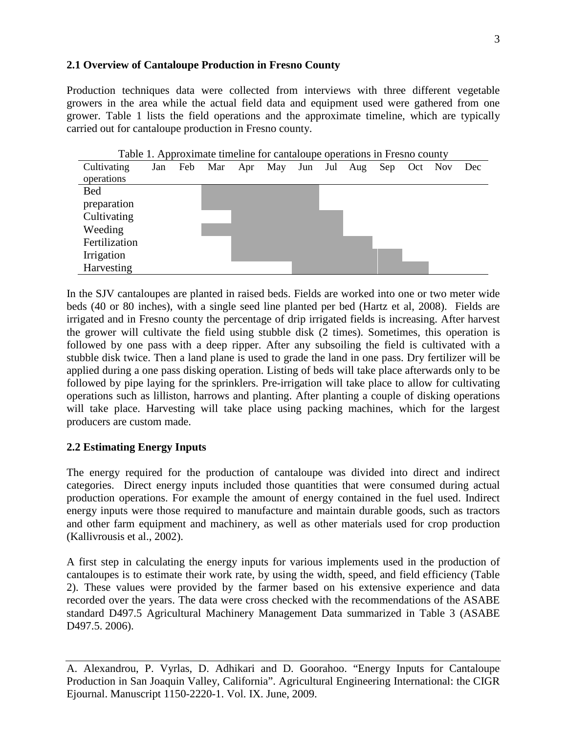### 2.1 Overview of Cantaloupe Production in Fresno County

Production techniques data were collected from interviews with three different vegetable growers in the area while the actual field data and equipment used were gathered from one grower. Table 1 lists the field operations and the approximate timeline, which are typically carried out for cantaloupe production in Fresno county.

Table 1. Approximate timeline for cantaloupe operations in Fresno county

| Cultivating operations | Jan | Feb | Mar | Apr | May | Jun | Jul | Aug | Sep | Oct | Nov | Dec |
|---|---|---|---|---|---|---|---|---|---|---|---|---|
| Bed preparation | | | ■ | ■ | ■ | ■ | | | | | | |
| Cultivating | | | | ■ | ■ | ■ | ■ | | | | | |
| Weeding | | | ■ | ■ | ■ | ■ | ■ | | | | | |
| Fertilization | | | | ■ | ■ | ■ | ■ | ■ | | | | |
| Irrigation | | | | ■ | ■ | ■ | ■ | ■ | ■ | | | |
| Harvesting | | | | | | ■ | ■ | ■ | ■ | ■ | | |

In the SJV cantaloupes are planted in raised beds. Fields are worked into one or two meter wide beds (40 or 80 inches), with a single seed line planted per bed (Hartz et al, 2008). Fields are irrigated and in Fresno county the percentage of drip irrigated fields is increasing. After harvest the grower will cultivate the field using stubble disk (2 times). Sometimes, this operation is followed by one pass with a deep ripper. After any subsoiling the field is cultivated with a stubble disk twice. Then a land plane is used to grade the land in one pass. Dry fertilizer will be applied during a one pass disking operation. Listing of beds will take place afterwards only to be followed by pipe laying for the sprinklers. Pre-irrigation will take place to allow for cultivating operations such as lilliston, harrows and planting. After planting a couple of disking operations will take place. Harvesting will take place using packing machines, which for the largest producers are custom made.

### 2.2 Estimating Energy Inputs

The energy required for the production of cantaloupe was divided into direct and indirect categories. Direct energy inputs included those quantities that were consumed during actual production operations. For example the amount of energy contained in the fuel used. Indirect energy inputs were those required to manufacture and maintain durable goods, such as tractors and other farm equipment and machinery, as well as other materials used for crop production (Kallivrousis et al., 2002).

A first step in calculating the energy inputs for various implements used in the production of cantaloupes is to estimate their work rate, by using the width, speed, and field efficiency (Table 2). These values were provided by the farmer based on his extensive experience and data recorded over the years. The data were cross checked with the recommendations of the ASABE standard D497.5 Agricultural Machinery Management Data summarized in Table 3 (ASABE D497.5. 2006).

A. Alexandrou, P. Vyrlas, D. Adhikari and D. Goorahoo. "Energy Inputs for Cantaloupe Production in San Joaquin Valley, California". Agricultural Engineering International: the CIGR Ejournal. Manuscript 1150-2220-1. Vol. IX. June, 2009.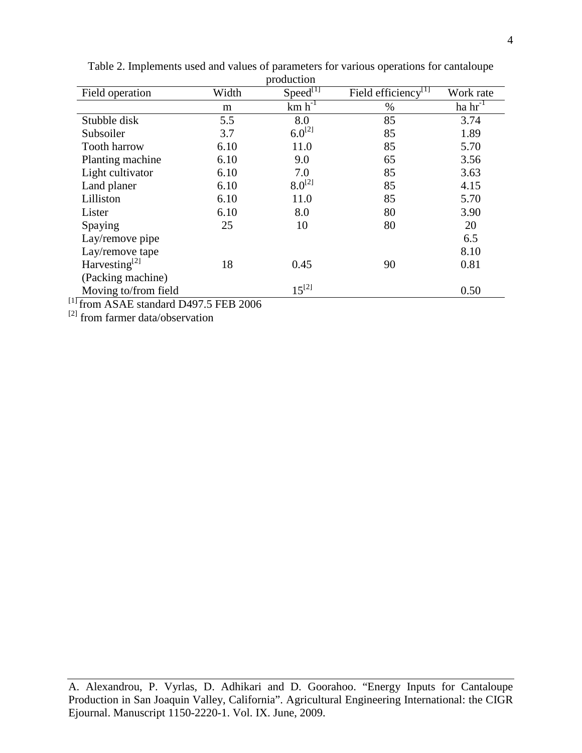Table 2. Implements used and values of parameters for various operations for cantaloupe production

| Field operation | Width | Speed[1] | Field efficiency[1] | Work rate |
|---|---|---|---|---|
| | m | km $h^{-1}$ | % | ha $hr^{-1}$ |
| Stubble disk | 5.5 | 8.0 | 85 | 3.74 |
| Subsoiler | 3.7 | 6.0[2] | 85 | 1.89 |
| Tooth harrow | 6.10 | 11.0 | 85 | 5.70 |
| Planting machine | 6.10 | 9.0 | 65 | 3.56 |
| Light cultivator | 6.10 | 7.0 | 85 | 3.63 |
| Land planer | 6.10 | 8.0[2] | 85 | 4.15 |
| Lilliston | 6.10 | 11.0 | 85 | 5.70 |
| Lister | 6.10 | 8.0 | 80 | 3.90 |
| Spaying | 25 | 10 | 80 | 20 |
| Lay/remove pipe | | | | 6.5 |
| Lay/remove tape | | | | 8.10 |
| Harvesting[2] (Packing machine) | 18 | 0.45 | 90 | 0.81 |
| Moving to/from field | | 15[2] | | 0.50 |

[1] from ASAE standard D497.5 FEB 2006

[2] from farmer data/observation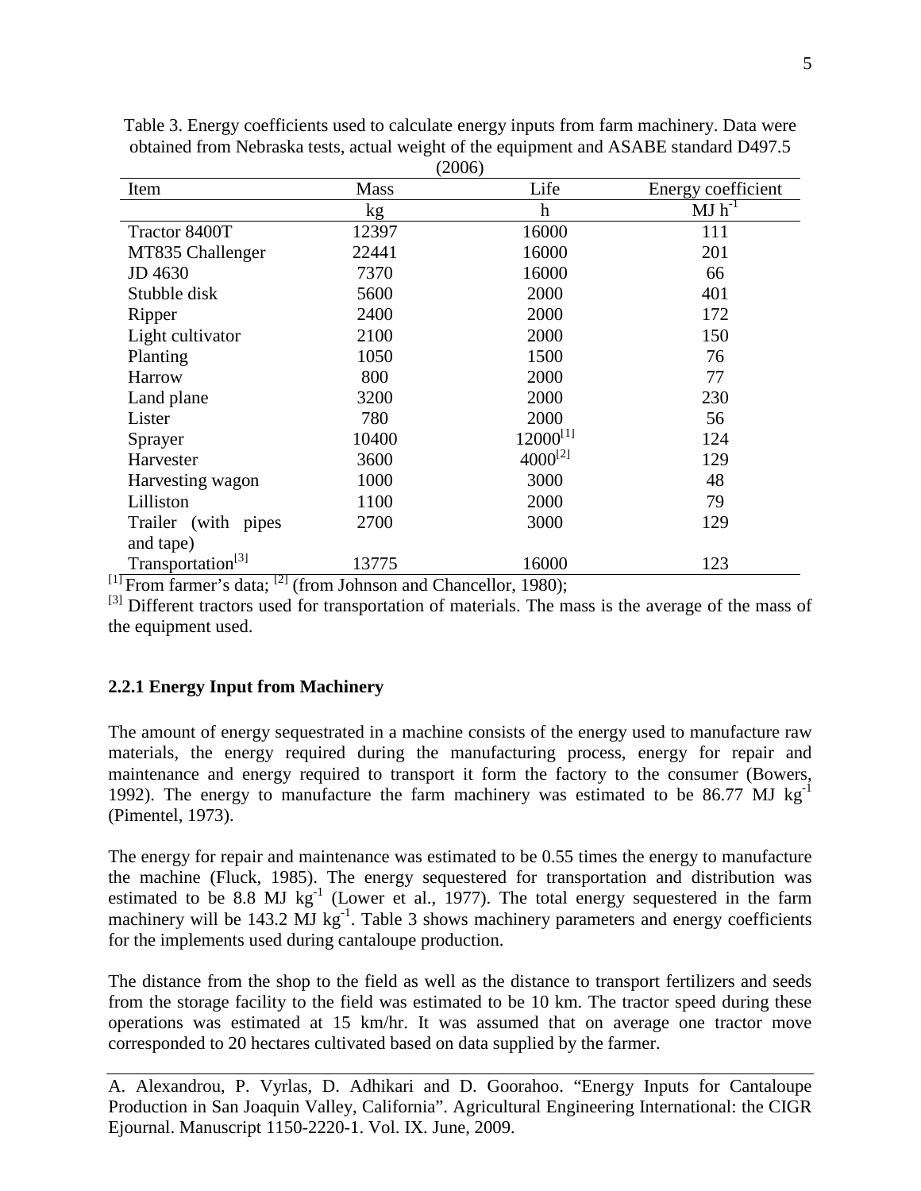Table 3. Energy coefficients used to calculate energy inputs from farm machinery. Data were obtained from Nebraska tests, actual weight of the equipment and ASABE standard D497.5 (2006)

| Item | Mass | Life | Energy coefficient |
|---|---|---|---|
| | kg | h | $MJ\ h^{-1}$ |
| Tractor 8400T | 12397 | 16000 | 111 |
| MT835 Challenger | 22441 | 16000 | 201 |
| JD 4630 | 7370 | 16000 | 66 |
| Stubble disk | 5600 | 2000 | 401 |
| Ripper | 2400 | 2000 | 172 |
| Light cultivator | 2100 | 2000 | 150 |
| Planting | 1050 | 1500 | 76 |
| Harrow | 800 | 2000 | 77 |
| Land plane | 3200 | 2000 | 230 |
| Lister | 780 | 2000 | 56 |
| Sprayer | 10400 | 12000[1] | 124 |
| Harvester | 3600 | 4000[2] | 129 |
| Harvesting wagon | 1000 | 3000 | 48 |
| Lilliston | 1100 | 2000 | 79 |
| Trailer (with pipes and tape) | 2700 | 3000 | 129 |
| Transportation[3] | 13775 | 16000 | 123 |

[1] From farmer's data; [2] (from Johnson and Chancellor, 1980);
[3] Different tractors used for transportation of materials. The mass is the average of the mass of the equipment used.

### 2.2.1 Energy Input from Machinery

The amount of energy sequestrated in a machine consists of the energy used to manufacture raw materials, the energy required during the manufacturing process, energy for repair and maintenance and energy required to transport it form the factory to the consumer (Bowers, 1992). The energy to manufacture the farm machinery was estimated to be 86.77 MJ $kg^{-1}$ (Pimentel, 1973).

The energy for repair and maintenance was estimated to be 0.55 times the energy to manufacture the machine (Fluck, 1985). The energy sequestered for transportation and distribution was estimated to be 8.8 MJ $kg^{-1}$ (Lower et al., 1977). The total energy sequestered in the farm machinery will be 143.2 MJ $kg^{-1}$. Table 3 shows machinery parameters and energy coefficients for the implements used during cantaloupe production.

The distance from the shop to the field as well as the distance to transport fertilizers and seeds from the storage facility to the field was estimated to be 10 km. The tractor speed during these operations was estimated at 15 km/hr. It was assumed that on average one tractor move corresponded to 20 hectares cultivated based on data supplied by the farmer.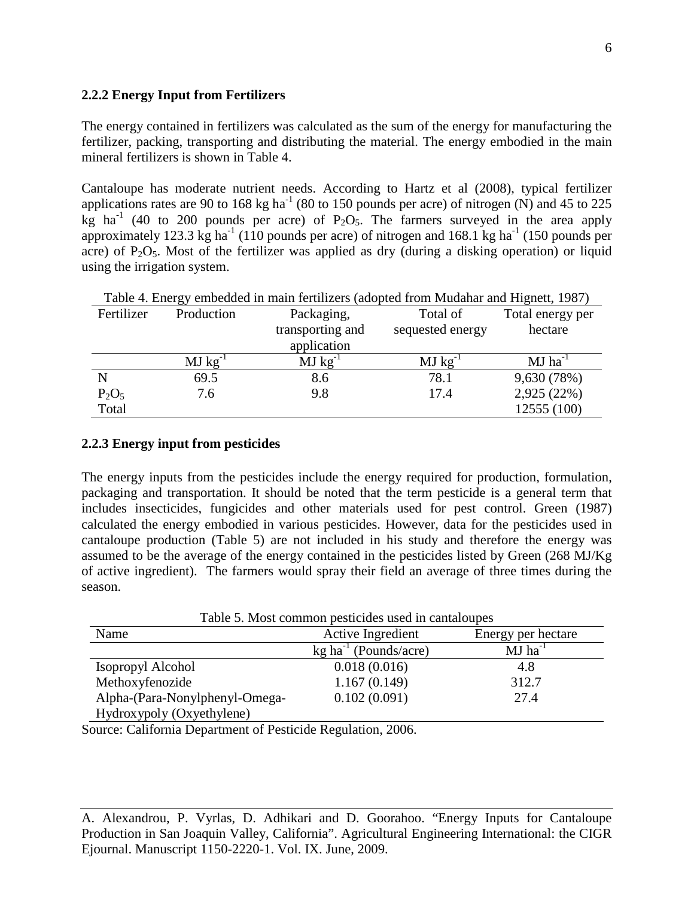### 2.2.2 Energy Input from Fertilizers

The energy contained in fertilizers was calculated as the sum of the energy for manufacturing the fertilizer, packing, transporting and distributing the material. The energy embodied in the main mineral fertilizers is shown in Table 4.

Cantaloupe has moderate nutrient needs. According to Hartz et al (2008), typical fertilizer applications rates are 90 to 168 kg ha$^{-1}$ (80 to 150 pounds per acre) of nitrogen (N) and 45 to 225 kg ha$^{-1}$ (40 to 200 pounds per acre) of $P_2O_5$. The farmers surveyed in the area apply approximately 123.3 kg ha$^{-1}$ (110 pounds per acre) of nitrogen and 168.1 kg ha$^{-1}$ (150 pounds per acre) of $P_2O_5$. Most of the fertilizer was applied as dry (during a disking operation) or liquid using the irrigation system.

Table 4. Energy embedded in main fertilizers (adopted from Mudahar and Hignett, 1987)

| Fertilizer | Production | Packaging, transporting and application | Total of sequested energy | Total energy per hectare |
|---|---|---|---|---|
| | MJ kg$^{-1}$ | MJ kg$^{-1}$ | MJ kg$^{-1}$ | MJ ha$^{-1}$ |
| N | 69.5 | 8.6 | 78.1 | 9,630 (78%) |
| $P_2O_5$ | 7.6 | 9.8 | 17.4 | 2,925 (22%) |
| Total | | | | 12555 (100) |

### 2.2.3 Energy input from pesticides

The energy inputs from the pesticides include the energy required for production, formulation, packaging and transportation. It should be noted that the term pesticide is a general term that includes insecticides, fungicides and other materials used for pest control. Green (1987) calculated the energy embodied in various pesticides. However, data for the pesticides used in cantaloupe production (Table 5) are not included in his study and therefore the energy was assumed to be the average of the energy contained in the pesticides listed by Green (268 MJ/Kg of active ingredient). The farmers would spray their field an average of three times during the season.

Table 5. Most common pesticides used in cantaloupes

| Name | Active Ingredient | Energy per hectare |
|---|---|---|
| | kg ha$^{-1}$ (Pounds/acre) | MJ ha$^{-1}$ |
| Isopropyl Alcohol | 0.018 (0.016) | 4.8 |
| Methoxyfenozide | 1.167 (0.149) | 312.7 |
| Alpha-(Para-Nonylphenyl-Omega-Hydroxypoly (Oxyethylene) | 0.102 (0.091) | 27.4 |

Source: California Department of Pesticide Regulation, 2006.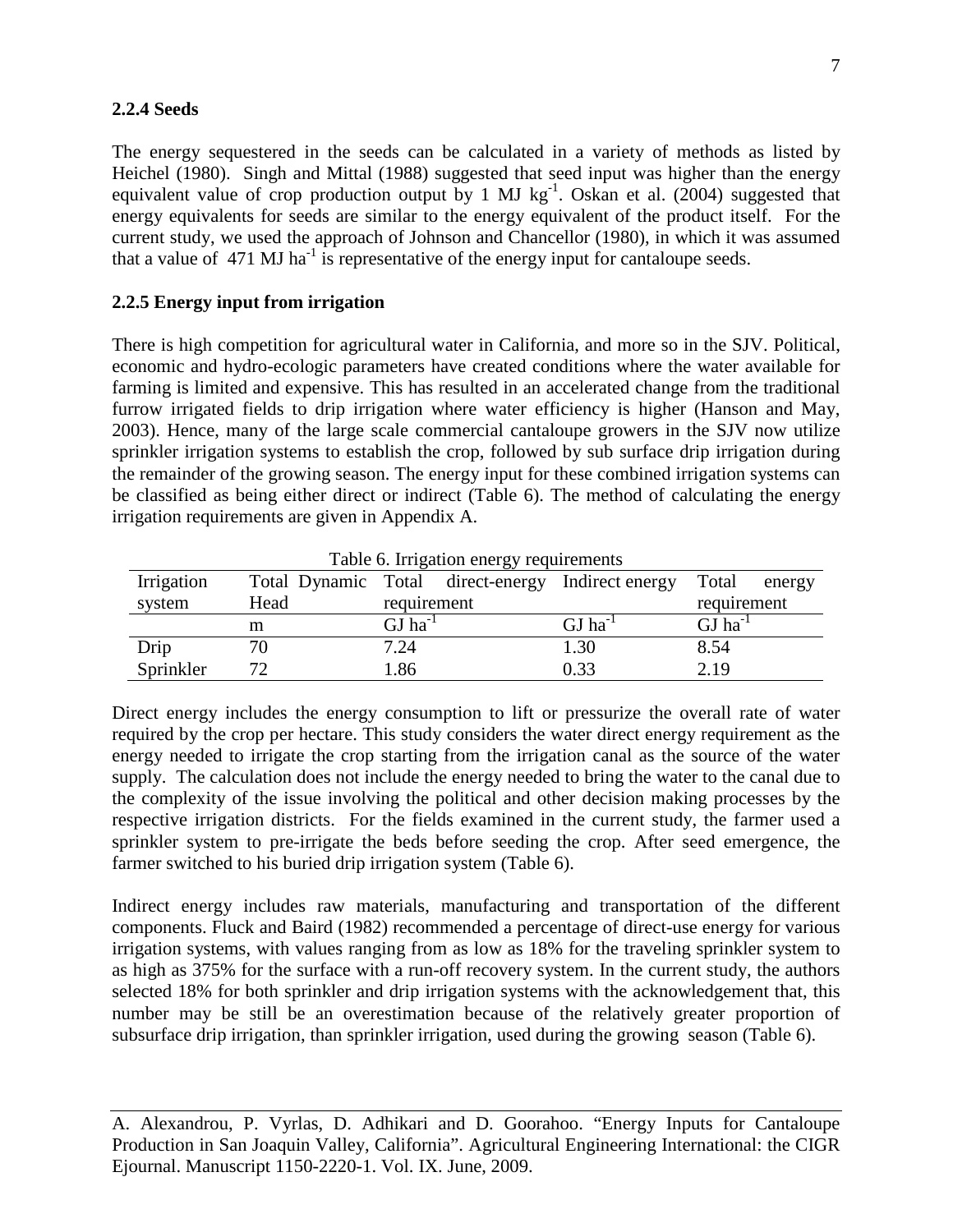### 2.2.4 Seeds

The energy sequestered in the seeds can be calculated in a variety of methods as listed by Heichel (1980). Singh and Mittal (1988) suggested that seed input was higher than the energy equivalent value of crop production output by 1 MJ $kg^{-1}$. Oskan et al. (2004) suggested that energy equivalents for seeds are similar to the energy equivalent of the product itself. For the current study, we used the approach of Johnson and Chancellor (1980), in which it was assumed that a value of 471 MJ $ha^{-1}$ is representative of the energy input for cantaloupe seeds.

### 2.2.5 Energy input from irrigation

There is high competition for agricultural water in California, and more so in the SJV. Political, economic and hydro-ecologic parameters have created conditions where the water available for farming is limited and expensive. This has resulted in an accelerated change from the traditional furrow irrigated fields to drip irrigation where water efficiency is higher (Hanson and May, 2003). Hence, many of the large scale commercial cantaloupe growers in the SJV now utilize sprinkler irrigation systems to establish the crop, followed by sub surface drip irrigation during the remainder of the growing season. The energy input for these combined irrigation systems can be classified as being either direct or indirect (Table 6). The method of calculating the energy irrigation requirements are given in Appendix A.

Table 6. Irrigation energy requirements

| Irrigation system | Total Dynamic Head | Total direct-energy requirement | Indirect energy | Total energy requirement |
|---|---|---|---|---|
| | m | GJ $ha^{-1}$ | GJ $ha^{-1}$ | GJ $ha^{-1}$ |
| Drip | 70 | 7.24 | 1.30 | 8.54 |
| Sprinkler | 72 | 1.86 | 0.33 | 2.19 |

Direct energy includes the energy consumption to lift or pressurize the overall rate of water required by the crop per hectare. This study considers the water direct energy requirement as the energy needed to irrigate the crop starting from the irrigation canal as the source of the water supply. The calculation does not include the energy needed to bring the water to the canal due to the complexity of the issue involving the political and other decision making processes by the respective irrigation districts. For the fields examined in the current study, the farmer used a sprinkler system to pre-irrigate the beds before seeding the crop. After seed emergence, the farmer switched to his buried drip irrigation system (Table 6).

Indirect energy includes raw materials, manufacturing and transportation of the different components. Fluck and Baird (1982) recommended a percentage of direct-use energy for various irrigation systems, with values ranging from as low as 18% for the traveling sprinkler system to as high as 375% for the surface with a run-off recovery system. In the current study, the authors selected 18% for both sprinkler and drip irrigation systems with the acknowledgement that, this number may be still be an overestimation because of the relatively greater proportion of subsurface drip irrigation, than sprinkler irrigation, used during the growing season (Table 6).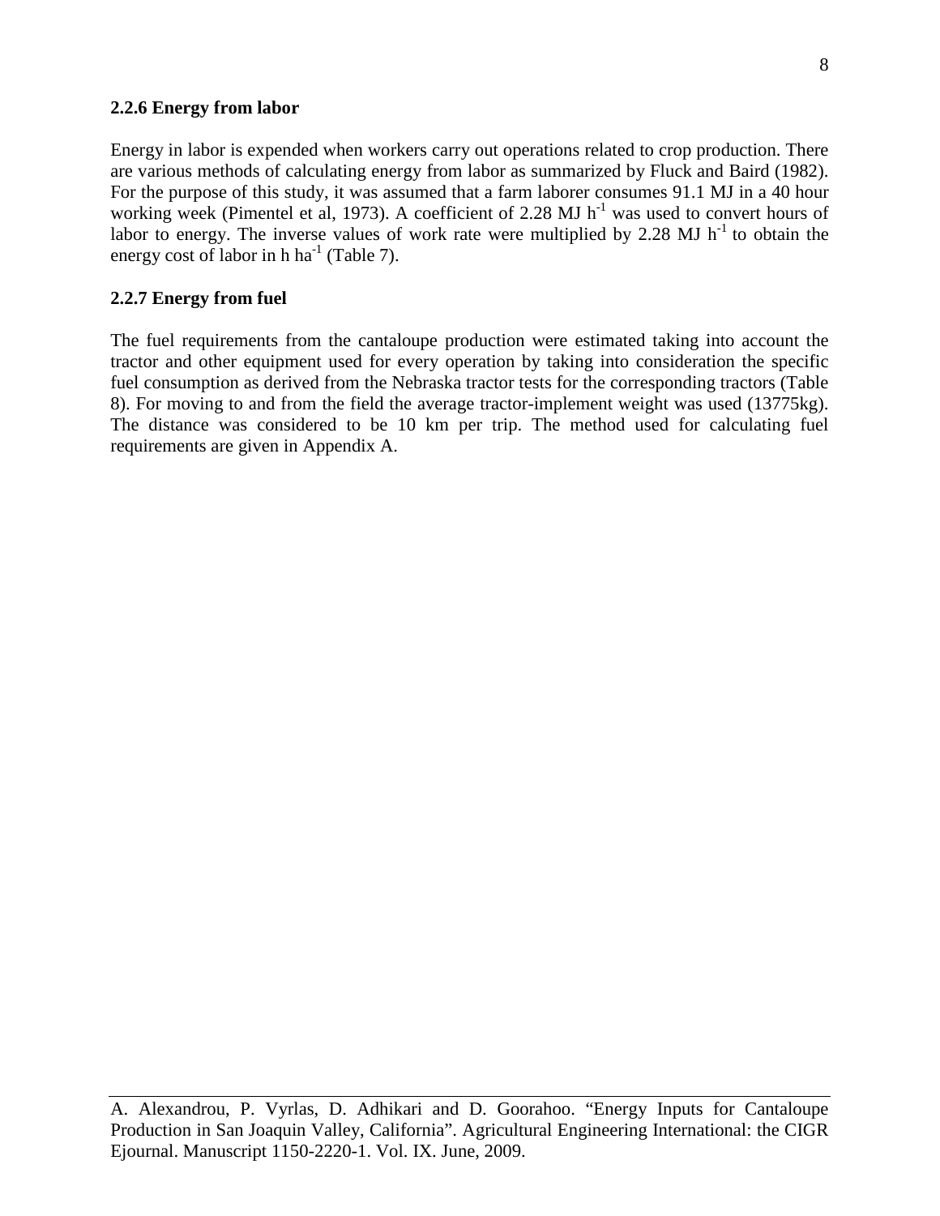### 2.2.6 Energy from labor

Energy in labor is expended when workers carry out operations related to crop production. There are various methods of calculating energy from labor as summarized by Fluck and Baird (1982). For the purpose of this study, it was assumed that a farm laborer consumes 91.1 MJ in a 40 hour working week (Pimentel et al, 1973). A coefficient of 2.28 MJ $h^{-1}$ was used to convert hours of labor to energy. The inverse values of work rate were multiplied by 2.28 MJ $h^{-1}$ to obtain the energy cost of labor in h $ha^{-1}$ (Table 7).

### 2.2.7 Energy from fuel

The fuel requirements from the cantaloupe production were estimated taking into account the tractor and other equipment used for every operation by taking into consideration the specific fuel consumption as derived from the Nebraska tractor tests for the corresponding tractors (Table 8). For moving to and from the field the average tractor-implement weight was used (13775kg). The distance was considered to be 10 km per trip. The method used for calculating fuel requirements are given in Appendix A.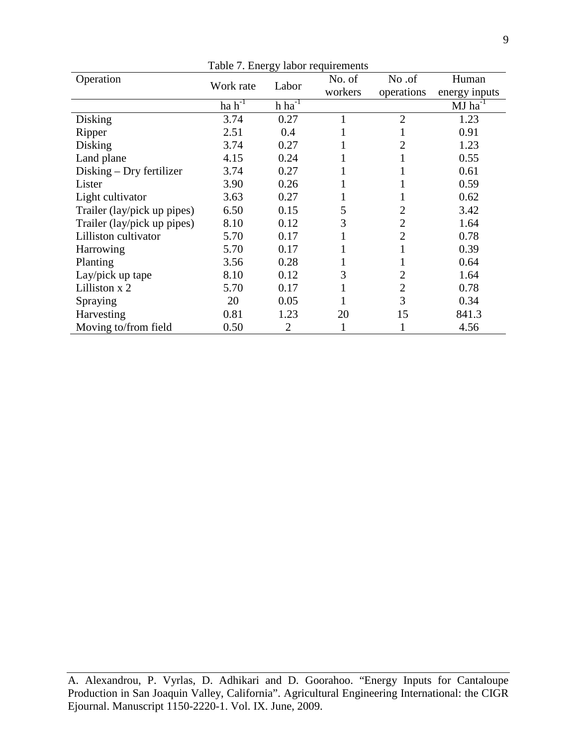Table 7. Energy labor requirements

| Operation | Work rate | Labor | No. of workers | No .of operations | Human energy inputs |
|---|---|---|---|---|---|
| | ha $h^{-1}$ | h $ha^{-1}$ | | | MJ $ha^{-1}$ |
| Disking | 3.74 | 0.27 | 1 | 2 | 1.23 |
| Ripper | 2.51 | 0.4 | 1 | 1 | 0.91 |
| Disking | 3.74 | 0.27 | 1 | 2 | 1.23 |
| Land plane | 4.15 | 0.24 | 1 | 1 | 0.55 |
| Disking – Dry fertilizer | 3.74 | 0.27 | 1 | 1 | 0.61 |
| Lister | 3.90 | 0.26 | 1 | 1 | 0.59 |
| Light cultivator | 3.63 | 0.27 | 1 | 1 | 0.62 |
| Trailer (lay/pick up pipes) | 6.50 | 0.15 | 5 | 2 | 3.42 |
| Trailer (lay/pick up pipes) | 8.10 | 0.12 | 3 | 2 | 1.64 |
| Lilliston cultivator | 5.70 | 0.17 | 1 | 2 | 0.78 |
| Harrowing | 5.70 | 0.17 | 1 | 1 | 0.39 |
| Planting | 3.56 | 0.28 | 1 | 1 | 0.64 |
| Lay/pick up tape | 8.10 | 0.12 | 3 | 2 | 1.64 |
| Lilliston x 2 | 5.70 | 0.17 | 1 | 2 | 0.78 |
| Spraying | 20 | 0.05 | 1 | 3 | 0.34 |
| Harvesting | 0.81 | 1.23 | 20 | 15 | 841.3 |
| Moving to/from field | 0.50 | 2 | 1 | 1 | 4.56 |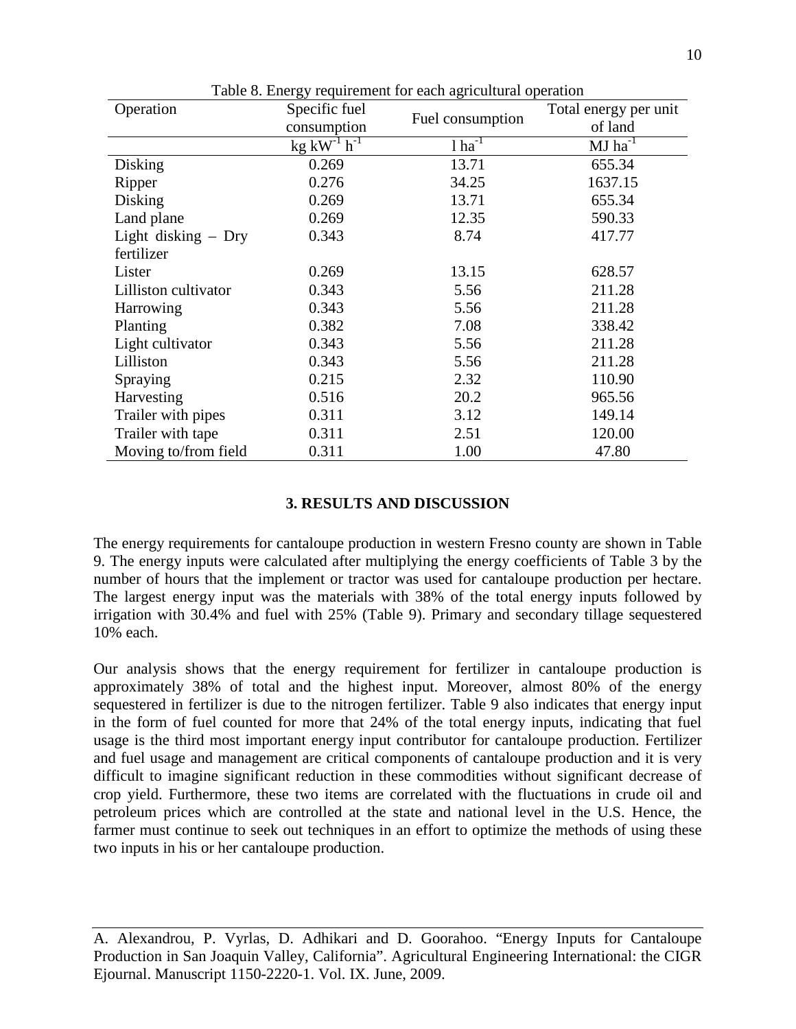Table 8. Energy requirement for each agricultural operation

| Operation | Specific fuel consumption | Fuel consumption | Total energy per unit of land |
|---|---|---|---|
| | $kg\ kW^{-1}\ h^{-1}$ | $l\ ha^{-1}$ | $MJ\ ha^{-1}$ |
| Disking | 0.269 | 13.71 | 655.34 |
| Ripper | 0.276 | 34.25 | 1637.15 |
| Disking | 0.269 | 13.71 | 655.34 |
| Land plane | 0.269 | 12.35 | 590.33 |
| Light disking – Dry fertilizer | 0.343 | 8.74 | 417.77 |
| Lister | 0.269 | 13.15 | 628.57 |
| Lilliston cultivator | 0.343 | 5.56 | 211.28 |
| Harrowing | 0.343 | 5.56 | 211.28 |
| Planting | 0.382 | 7.08 | 338.42 |
| Light cultivator | 0.343 | 5.56 | 211.28 |
| Lilliston | 0.343 | 5.56 | 211.28 |
| Spraying | 0.215 | 2.32 | 110.90 |
| Harvesting | 0.516 | 20.2 | 965.56 |
| Trailer with pipes | 0.311 | 3.12 | 149.14 |
| Trailer with tape | 0.311 | 2.51 | 120.00 |
| Moving to/from field | 0.311 | 1.00 | 47.80 |

## 3. RESULTS AND DISCUSSION

The energy requirements for cantaloupe production in western Fresno county are shown in Table 9. The energy inputs were calculated after multiplying the energy coefficients of Table 3 by the number of hours that the implement or tractor was used for cantaloupe production per hectare. The largest energy input was the materials with 38% of the total energy inputs followed by irrigation with 30.4% and fuel with 25% (Table 9). Primary and secondary tillage sequestered 10% each.

Our analysis shows that the energy requirement for fertilizer in cantaloupe production is approximately 38% of total and the highest input. Moreover, almost 80% of the energy sequestered in fertilizer is due to the nitrogen fertilizer. Table 9 also indicates that energy input in the form of fuel counted for more that 24% of the total energy inputs, indicating that fuel usage is the third most important energy input contributor for cantaloupe production. Fertilizer and fuel usage and management are critical components of cantaloupe production and it is very difficult to imagine significant reduction in these commodities without significant decrease of crop yield. Furthermore, these two items are correlated with the fluctuations in crude oil and petroleum prices which are controlled at the state and national level in the U.S. Hence, the farmer must continue to seek out techniques in an effort to optimize the methods of using these two inputs in his or her cantaloupe production.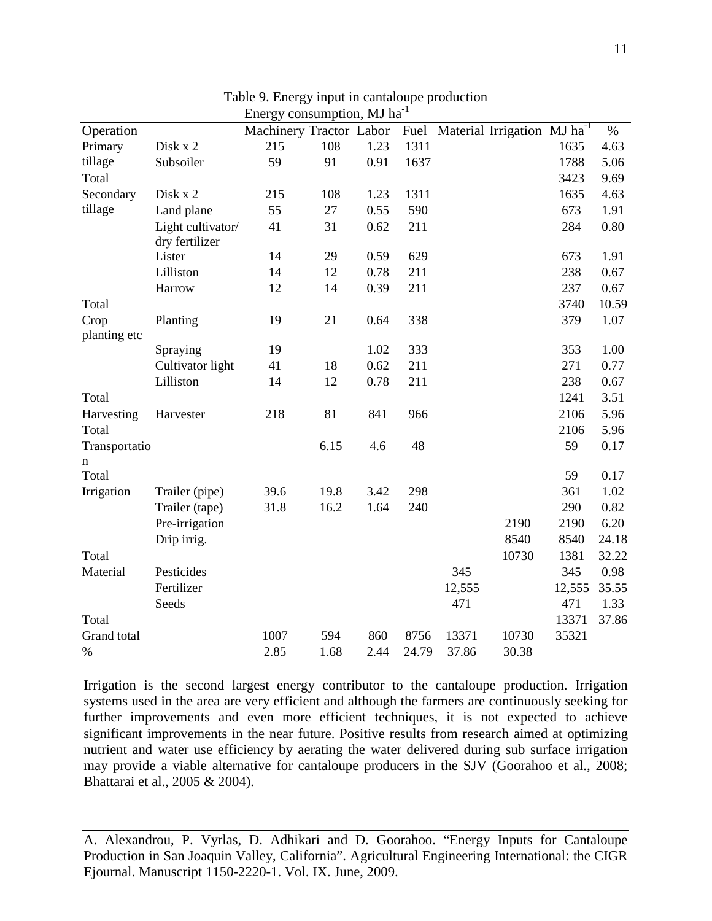Table 9. Energy input in cantaloupe production

| Operation | | Energy consumption, MJ ha$^{-1}$ | | | | | | | |
|---|---|---|---|---|---|---|---|---|---|
| | | Machinery | Tractor | Labor | Fuel | Material | Irrigation | MJ ha$^{-1}$ | % |
| Primary tillage | Disk x 2 | 215 | 108 | 1.23 | 1311 | | | 1635 | 4.63 |
| | Subsoiler | 59 | 91 | 0.91 | 1637 | | | 1788 | 5.06 |
| Total | | | | | | | | 3423 | 9.69 |
| Secondary tillage | Disk x 2 | 215 | 108 | 1.23 | 1311 | | | 1635 | 4.63 |
| | Land plane | 55 | 27 | 0.55 | 590 | | | 673 | 1.91 |
| | Light cultivator/ dry fertilizer | 41 | 31 | 0.62 | 211 | | | 284 | 0.80 |
| | Lister | 14 | 29 | 0.59 | 629 | | | 673 | 1.91 |
| | Lilliston | 14 | 12 | 0.78 | 211 | | | 238 | 0.67 |
| | Harrow | 12 | 14 | 0.39 | 211 | | | 237 | 0.67 |
| Total | | | | | | | | 3740 | 10.59 |
| Crop planting etc | Planting | 19 | 21 | 0.64 | 338 | | | 379 | 1.07 |
| | Spraying | 19 | | 1.02 | 333 | | | 353 | 1.00 |
| | Cultivator light | 41 | 18 | 0.62 | 211 | | | 271 | 0.77 |
| | Lilliston | 14 | 12 | 0.78 | 211 | | | 238 | 0.67 |
| Total | | | | | | | | 1241 | 3.51 |
| Harvesting | Harvester | 218 | 81 | 841 | 966 | | | 2106 | 5.96 |
| Total | | | | | | | | 2106 | 5.96 |
| Transportation | | | 6.15 | 4.6 | 48 | | | 59 | 0.17 |
| Total | | | | | | | | 59 | 0.17 |
| Irrigation | Trailer (pipe) | 39.6 | 19.8 | 3.42 | 298 | | | 361 | 1.02 |
| | Trailer (tape) | 31.8 | 16.2 | 1.64 | 240 | | | 290 | 0.82 |
| | Pre-irrigation | | | | | | 2190 | 2190 | 6.20 |
| | Drip irrig. | | | | | | 8540 | 8540 | 24.18 |
| Total | | | | | | | 10730 | 1381 | 32.22 |
| Material | Pesticides | | | | | 345 | | 345 | 0.98 |
| | Fertilizer | | | | | 12,555 | | 12,555 | 35.55 |
| | Seeds | | | | | 471 | | 471 | 1.33 |
| Total | | | | | | | | 13371 | 37.86 |
| Grand total | | 1007 | 594 | 860 | 8756 | 13371 | 10730 | 35321 | |
| % | | 2.85 | 1.68 | 2.44 | 24.79 | 37.86 | 30.38 | | |

Irrigation is the second largest energy contributor to the cantaloupe production. Irrigation systems used in the area are very efficient and although the farmers are continuously seeking for further improvements and even more efficient techniques, it is not expected to achieve significant improvements in the near future. Positive results from research aimed at optimizing nutrient and water use efficiency by aerating the water delivered during sub surface irrigation may provide a viable alternative for cantaloupe producers in the SJV (Goorahoo et al., 2008; Bhattarai et al., 2005 & 2004).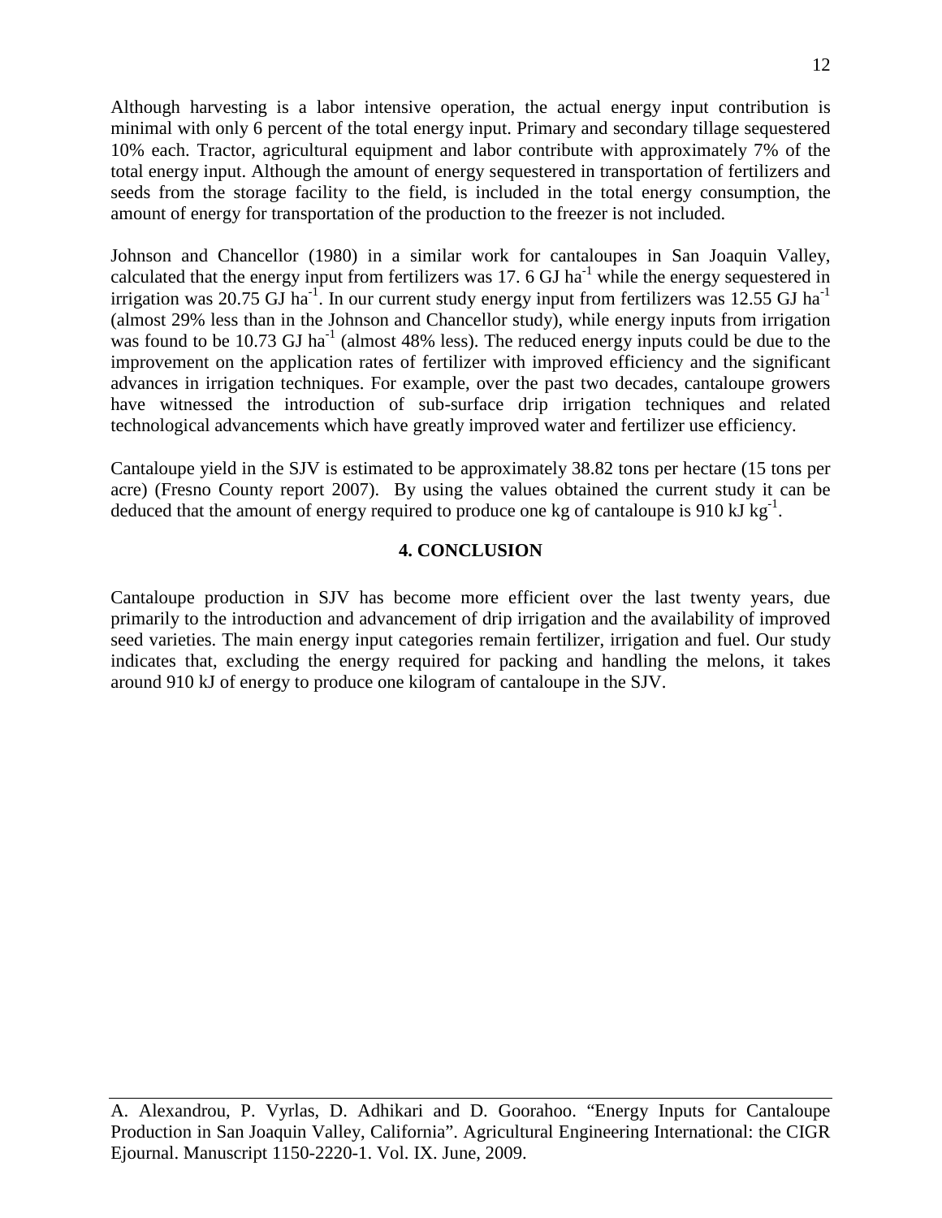Although harvesting is a labor intensive operation, the actual energy input contribution is minimal with only 6 percent of the total energy input. Primary and secondary tillage sequestered 10% each. Tractor, agricultural equipment and labor contribute with approximately 7% of the total energy input. Although the amount of energy sequestered in transportation of fertilizers and seeds from the storage facility to the field, is included in the total energy consumption, the amount of energy for transportation of the production to the freezer is not included.

Johnson and Chancellor (1980) in a similar work for cantaloupes in San Joaquin Valley, calculated that the energy input from fertilizers was 17. 6 GJ $ha^{-1}$ while the energy sequestered in irrigation was 20.75 GJ $ha^{-1}$. In our current study energy input from fertilizers was 12.55 GJ $ha^{-1}$ (almost 29% less than in the Johnson and Chancellor study), while energy inputs from irrigation was found to be 10.73 GJ $ha^{-1}$ (almost 48% less). The reduced energy inputs could be due to the improvement on the application rates of fertilizer with improved efficiency and the significant advances in irrigation techniques. For example, over the past two decades, cantaloupe growers have witnessed the introduction of sub-surface drip irrigation techniques and related technological advancements which have greatly improved water and fertilizer use efficiency.

Cantaloupe yield in the SJV is estimated to be approximately 38.82 tons per hectare (15 tons per acre) (Fresno County report 2007). By using the values obtained the current study it can be deduced that the amount of energy required to produce one kg of cantaloupe is 910 kJ $kg^{-1}$.

## 4. CONCLUSION

Cantaloupe production in SJV has become more efficient over the last twenty years, due primarily to the introduction and advancement of drip irrigation and the availability of improved seed varieties. The main energy input categories remain fertilizer, irrigation and fuel. Our study indicates that, excluding the energy required for packing and handling the melons, it takes around 910 kJ of energy to produce one kilogram of cantaloupe in the SJV.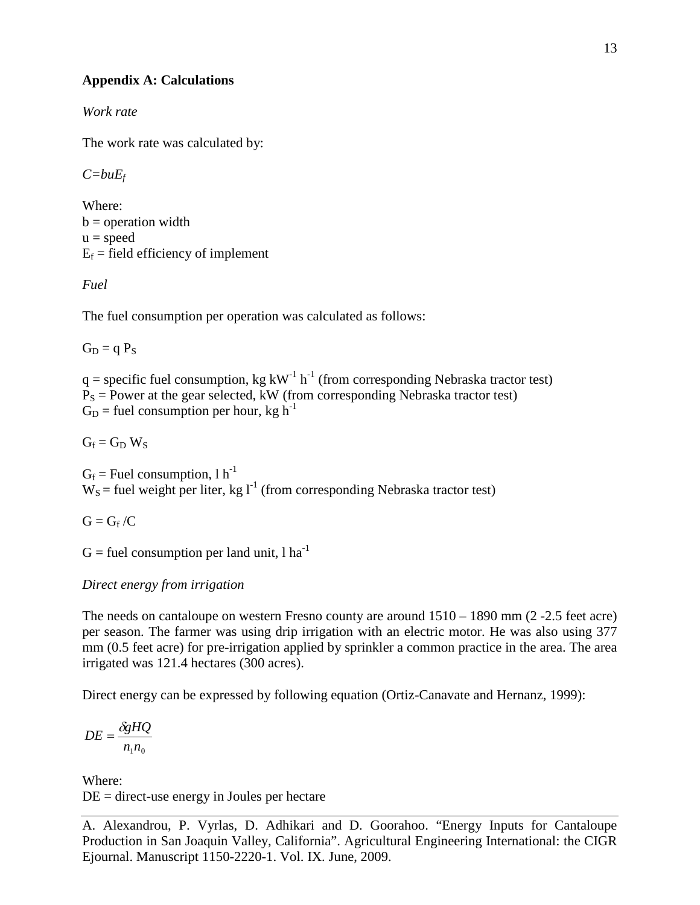## Appendix A: Calculations

*Work rate*

The work rate was calculated by:

$C=buE_f$

Where:
b = operation width
u = speed
$E_f$ = field efficiency of implement

*Fuel*

The fuel consumption per operation was calculated as follows:

$G_D = q\, P_S$

q = specific fuel consumption, kg $kW^{-1}$ $h^{-1}$ (from corresponding Nebraska tractor test)
$P_S$ = Power at the gear selected, kW (from corresponding Nebraska tractor test)
$G_D$ = fuel consumption per hour, kg $h^{-1}$

$G_f = G_D\, W_S$

$G_f$ = Fuel consumption, l $h^{-1}$
$W_S$ = fuel weight per liter, kg $l^{-1}$ (from corresponding Nebraska tractor test)

$G = G_f /C$

G = fuel consumption per land unit, l $ha^{-1}$

*Direct energy from irrigation*

The needs on cantaloupe on western Fresno county are around 1510 – 1890 mm (2 -2.5 feet acre) per season. The farmer was using drip irrigation with an electric motor. He was also using 377 mm (0.5 feet acre) for pre-irrigation applied by sprinkler a common practice in the area. The area irrigated was 121.4 hectares (300 acres).

Direct energy can be expressed by following equation (Ortiz-Canavate and Hernanz, 1999):

$$DE = \frac{\delta g H Q}{n_1 n_0}$$

Where:
DE = direct-use energy in Joules per hectare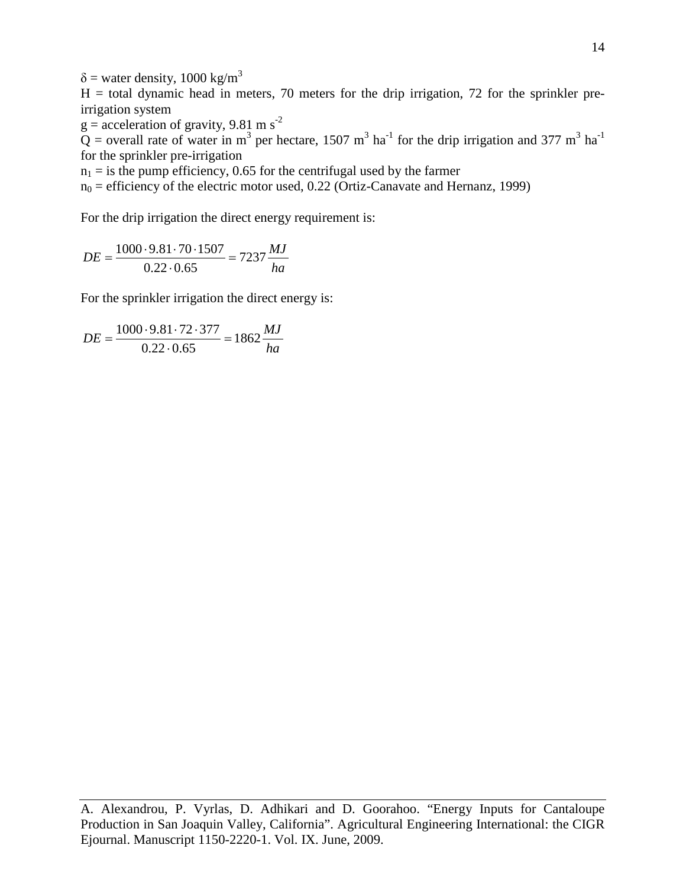$\delta$ = water density, 1000 kg/m$^3$

H = total dynamic head in meters, 70 meters for the drip irrigation, 72 for the sprinkler pre-irrigation system

g = acceleration of gravity, 9.81 m s$^{-2}$

Q = overall rate of water in m$^3$ per hectare, 1507 m$^3$ ha$^{-1}$ for the drip irrigation and 377 m$^3$ ha$^{-1}$ for the sprinkler pre-irrigation

$n_1$ = is the pump efficiency, 0.65 for the centrifugal used by the farmer

$n_0$ = efficiency of the electric motor used, 0.22 (Ortiz-Canavate and Hernanz, 1999)

For the drip irrigation the direct energy requirement is:

$$DE = \frac{1000 \cdot 9.81 \cdot 70 \cdot 1507}{0.22 \cdot 0.65} = 7237 \frac{MJ}{ha}$$

For the sprinkler irrigation the direct energy is:

$$DE = \frac{1000 \cdot 9.81 \cdot 72 \cdot 377}{0.22 \cdot 0.65} = 1862 \frac{MJ}{ha}$$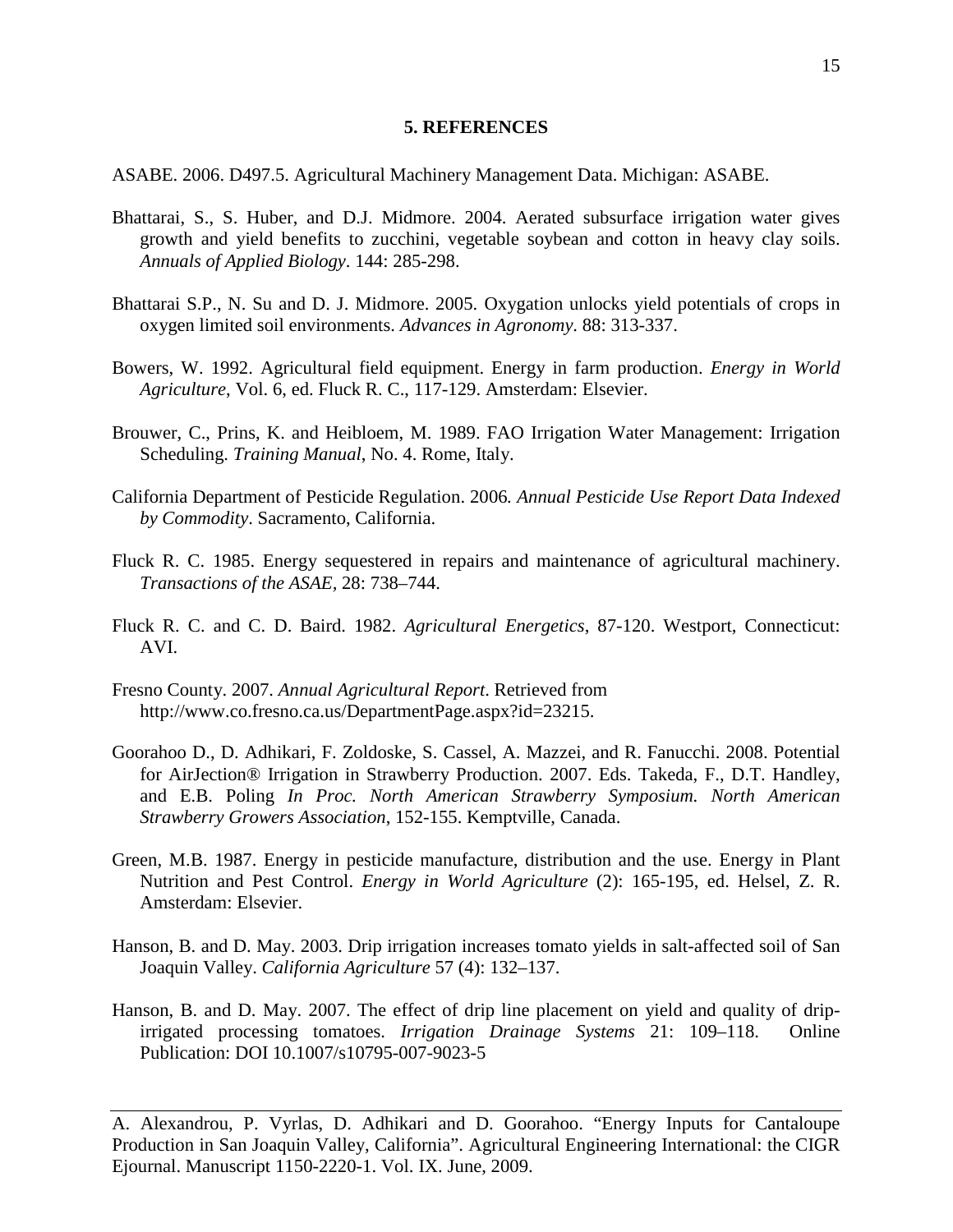## 5. REFERENCES

ASABE. 2006. D497.5. Agricultural Machinery Management Data. Michigan: ASABE.

Bhattarai, S., S. Huber, and D.J. Midmore. 2004. Aerated subsurface irrigation water gives growth and yield benefits to zucchini, vegetable soybean and cotton in heavy clay soils. *Annuals of Applied Biology*. 144: 285-298.

Bhattarai S.P., N. Su and D. J. Midmore. 2005. Oxygation unlocks yield potentials of crops in oxygen limited soil environments. *Advances in Agronomy*. 88: 313-337.

Bowers, W. 1992. Agricultural field equipment. Energy in farm production. *Energy in World Agriculture*, Vol. 6, ed. Fluck R. C., 117-129. Amsterdam: Elsevier.

Brouwer, C., Prins, K. and Heibloem, M. 1989. FAO Irrigation Water Management: Irrigation Scheduling. *Training Manual*, No. 4. Rome, Italy.

California Department of Pesticide Regulation. 2006*. Annual Pesticide Use Report Data Indexed by Commodity*. Sacramento, California.

Fluck R. C. 1985. Energy sequestered in repairs and maintenance of agricultural machinery. *Transactions of the ASAE*, 28: 738–744.

Fluck R. C. and C. D. Baird. 1982. *Agricultural Energetics*, 87-120. Westport, Connecticut: AVI.

Fresno County. 2007. *Annual Agricultural Report*. Retrieved from http://www.co.fresno.ca.us/DepartmentPage.aspx?id=23215.

Goorahoo D., D. Adhikari, F. Zoldoske, S. Cassel, A. Mazzei, and R. Fanucchi. 2008. Potential for AirJection® Irrigation in Strawberry Production. 2007. Eds. Takeda, F., D.T. Handley, and E.B. Poling *In Proc. North American Strawberry Symposium. North American Strawberry Growers Association*, 152-155. Kemptville, Canada.

Green, M.B. 1987. Energy in pesticide manufacture, distribution and the use. Energy in Plant Nutrition and Pest Control. *Energy in World Agriculture* (2): 165-195, ed. Helsel, Z. R. Amsterdam: Elsevier.

Hanson, B. and D. May. 2003. Drip irrigation increases tomato yields in salt-affected soil of San Joaquin Valley. *California Agriculture* 57 (4): 132–137.

Hanson, B. and D. May. 2007. The effect of drip line placement on yield and quality of drip-irrigated processing tomatoes. *Irrigation Drainage Systems* 21: 109–118. Online Publication: DOI 10.1007/s10795-007-9023-5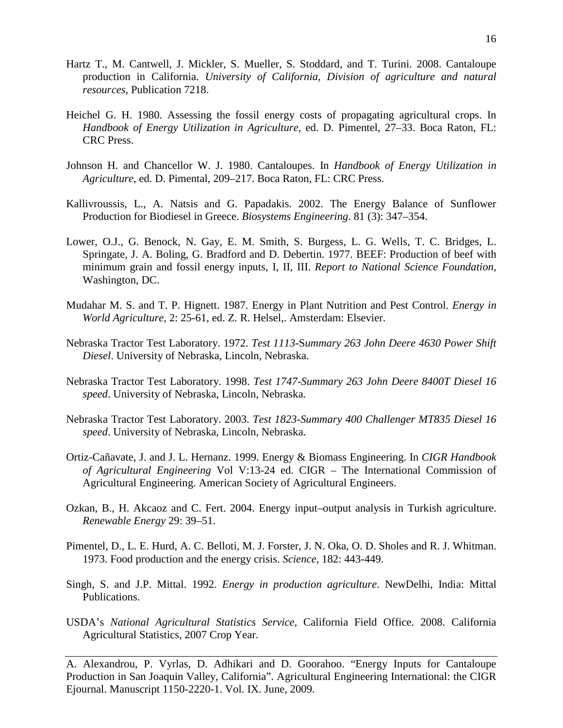Hartz T., M. Cantwell, J. Mickler, S. Mueller, S. Stoddard, and T. Turini. 2008. Cantaloupe production in California. *University of California, Division of agriculture and natural resources*, Publication 7218.

Heichel G. H. 1980. Assessing the fossil energy costs of propagating agricultural crops. In *Handbook of Energy Utilization in Agriculture*, ed. D. Pimentel, 27–33. Boca Raton, FL: CRC Press.

Johnson H. and Chancellor W. J. 1980. Cantaloupes. In *Handbook of Energy Utilization in Agriculture*, ed. D. Pimental, 209–217. Boca Raton, FL: CRC Press.

Kallivroussis, L., A. Natsis and G. Papadakis. 2002. The Energy Balance of Sunflower Production for Biodiesel in Greece. *Biosystems Engineering*. 81 (3): 347–354.

Lower, O.J., G. Benock, N. Gay, E. M. Smith, S. Burgess, L. G. Wells, T. C. Bridges, L. Springate, J. A. Boling, G. Bradford and D. Debertin. 1977. BEEF: Production of beef with minimum grain and fossil energy inputs, I, II, III. *Report to National Science Foundation*, Washington, DC.

Mudahar M. S. and T. P. Hignett. 1987. Energy in Plant Nutrition and Pest Control. *Energy in World Agriculture*, 2: 25-61, ed. Z. R. Helsel,. Amsterdam: Elsevier.

Nebraska Tractor Test Laboratory. 1972. *Test 1113-Summary 263 John Deere 4630 Power Shift Diesel*. University of Nebraska, Lincoln, Nebraska.

Nebraska Tractor Test Laboratory. 1998. *Test 1747-Summary 263 John Deere 8400T Diesel 16 speed*. University of Nebraska, Lincoln, Nebraska.

Nebraska Tractor Test Laboratory. 2003. *Test 1823-Summary 400 Challenger MT835 Diesel 16 speed*. University of Nebraska, Lincoln, Nebraska.

Ortiz-Cañavate, J. and J. L. Hernanz. 1999. Energy & Biomass Engineering. In *CIGR Handbook of Agricultural Engineering* Vol V:13-24 ed. CIGR – The International Commission of Agricultural Engineering. American Society of Agricultural Engineers.

Ozkan, B., H. Akcaoz and C. Fert. 2004. Energy input–output analysis in Turkish agriculture. *Renewable Energy* 29: 39–51.

Pimentel, D., L. E. Hurd, A. C. Belloti, M. J. Forster, J. N. Oka, O. D. Sholes and R. J. Whitman. 1973. Food production and the energy crisis. *Science*, 182: 443-449.

Singh, S. and J.P. Mittal. 1992. *Energy in production agriculture*. NewDelhi, India: Mittal Publications.

USDA's *National Agricultural Statistics Service*, California Field Office. 2008. California Agricultural Statistics, 2007 Crop Year.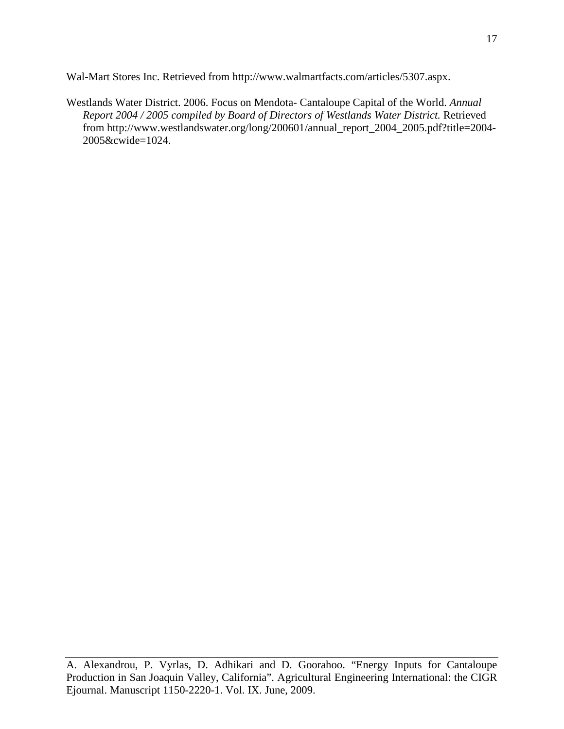Wal-Mart Stores Inc. Retrieved from http://www.walmartfacts.com/articles/5307.aspx.

Westlands Water District. 2006. Focus on Mendota- Cantaloupe Capital of the World. *Annual Report 2004 / 2005 compiled by Board of Directors of Westlands Water District.* Retrieved from http://www.westlandswater.org/long/200601/annual_report_2004_2005.pdf?title=2004-2005&cwide=1024.